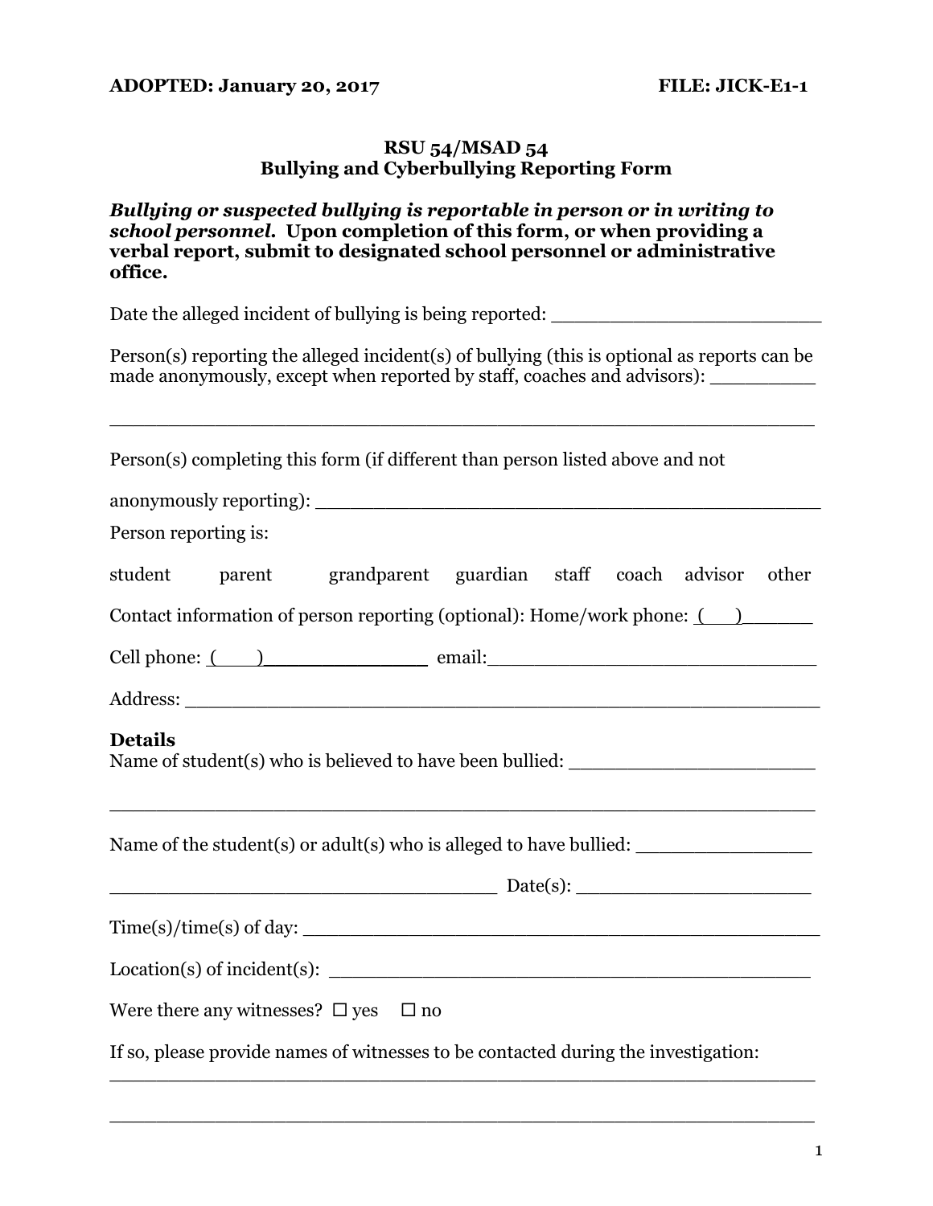**ADOPTED: January 20, 2017** **FILE: JICK-E1-1**

# RSU 54/MSAD 54
## Bullying and Cyberbullying Reporting Form

***Bullying or suspected bullying is reportable in person or in writing to school personnel.*** **Upon completion of this form, or when providing a verbal report, submit to designated school personnel or administrative office.**

Date the alleged incident of bullying is being reported: ________________________

Person(s) reporting the alleged incident(s) of bullying (this is optional as reports can be made anonymously, except when reported by staff, coaches and advisors): _________

______________________________________________________________

Person(s) completing this form (if different than person listed above and not anonymously reporting): ______________________________________________

Person reporting is:

student parent grandparent guardian staff coach advisor other

Contact information of person reporting (optional): Home/work phone: (   )______

Cell phone: (   )______________ email:______________________________

Address: _______________________________________________________

**Details**

Name of student(s) who is believed to have been bullied: ______________________

______________________________________________________________

Name of the student(s) or adult(s) who is alleged to have bullied: _______________

___________________________________ Date(s): _____________________

Time(s)/time(s) of day: ______________________________________________

Location(s) of incident(s): ___________________________________________

Were there any witnesses? ☐ yes ☐ no

If so, please provide names of witnesses to be contacted during the investigation:

______________________________________________________________

______________________________________________________________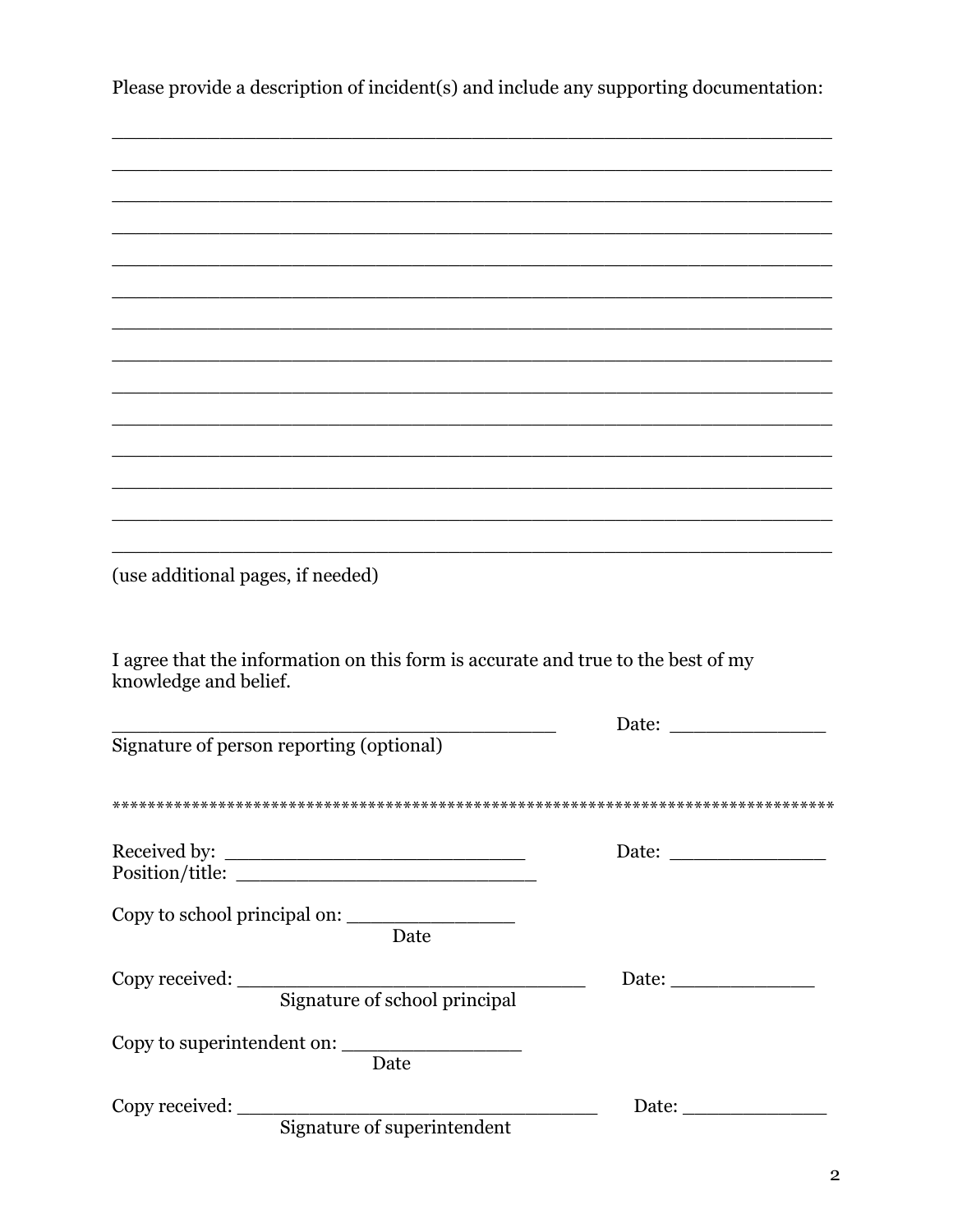Please provide a description of incident(s) and include any supporting documentation:

________________________________________________________________

________________________________________________________________

________________________________________________________________

________________________________________________________________

________________________________________________________________

________________________________________________________________

________________________________________________________________

________________________________________________________________

________________________________________________________________

________________________________________________________________

________________________________________________________________

________________________________________________________________

________________________________________________________________

________________________________________________________________

(use additional pages, if needed)

I agree that the information on this form is accurate and true to the best of my knowledge and belief.

________________________________________ Date: ______________

Signature of person reporting (optional)

*************************************************************************************

Received by: ___________________________ Date: ______________

Position/title: ___________________________

Copy to school principal on: _______________

Date

Copy received: ________________________________ Date: _____________

Signature of school principal

Copy to superintendent on: ________________

Date

Copy received: ________________________________ Date: _____________

Signature of superintendent